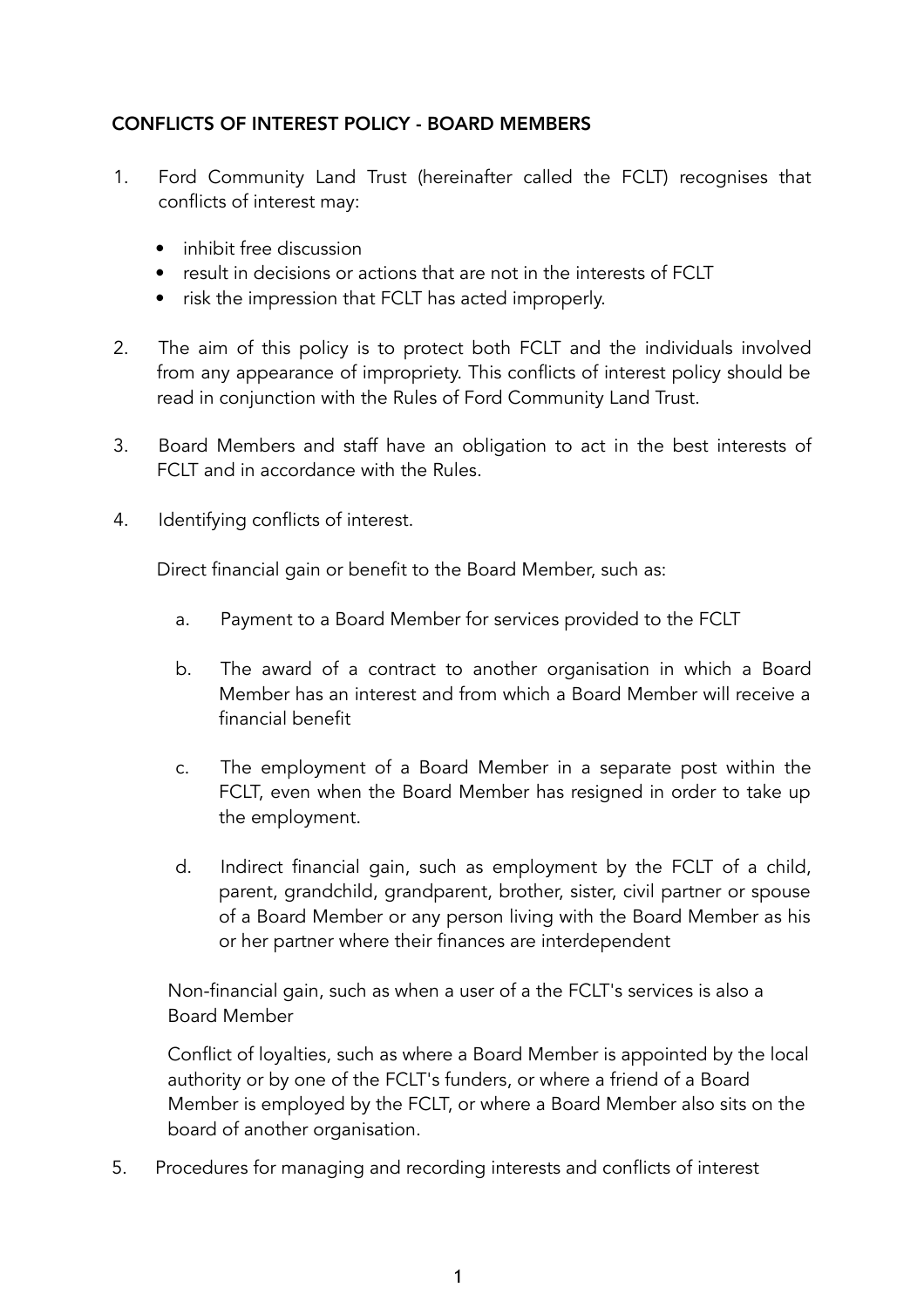**CONFLICTS OF INTEREST POLICY - BOARD MEMBERS**

1. Ford Community Land Trust (hereinafter called the FCLT) recognises that conflicts of interest may:

   - inhibit free discussion
   - result in decisions or actions that are not in the interests of FCLT
   - risk the impression that FCLT has acted improperly.

2. The aim of this policy is to protect both FCLT and the individuals involved from any appearance of impropriety. This conflicts of interest policy should be read in conjunction with the Rules of Ford Community Land Trust.

3. Board Members and staff have an obligation to act in the best interests of FCLT and in accordance with the Rules.

4. Identifying conflicts of interest.

   Direct financial gain or benefit to the Board Member, such as:

   a. Payment to a Board Member for services provided to the FCLT

   b. The award of a contract to another organisation in which a Board Member has an interest and from which a Board Member will receive a financial benefit

   c. The employment of a Board Member in a separate post within the FCLT, even when the Board Member has resigned in order to take up the employment.

   d. Indirect financial gain, such as employment by the FCLT of a child, parent, grandchild, grandparent, brother, sister, civil partner or spouse of a Board Member or any person living with the Board Member as his or her partner where their finances are interdependent

   Non-financial gain, such as when a user of a the FCLT's services is also a Board Member

   Conflict of loyalties, such as where a Board Member is appointed by the local authority or by one of the FCLT's funders, or where a friend of a Board Member is employed by the FCLT, or where a Board Member also sits on the board of another organisation.

5. Procedures for managing and recording interests and conflicts of interest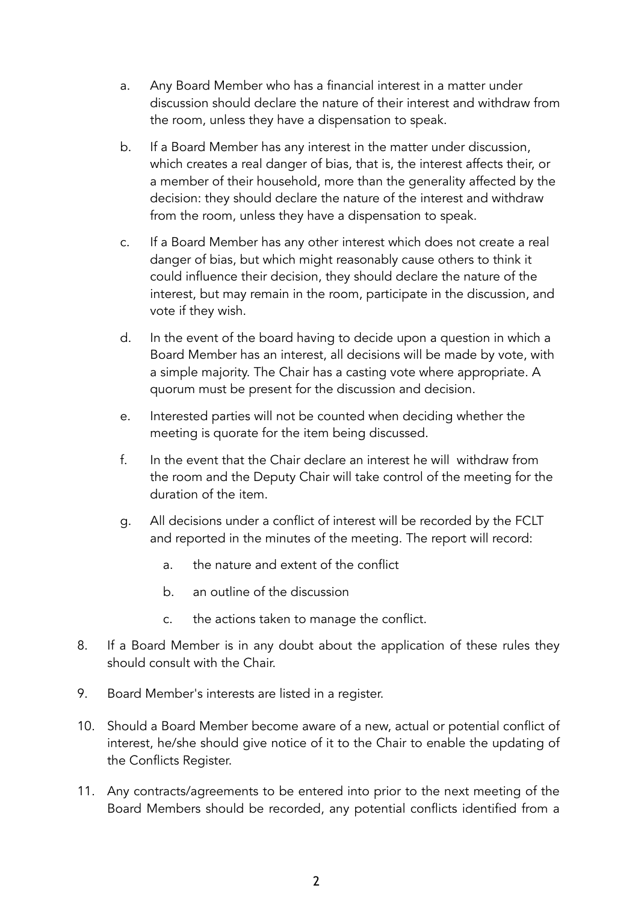a. Any Board Member who has a financial interest in a matter under discussion should declare the nature of their interest and withdraw from the room, unless they have a dispensation to speak.

b. If a Board Member has any interest in the matter under discussion, which creates a real danger of bias, that is, the interest affects their, or a member of their household, more than the generality affected by the decision: they should declare the nature of the interest and withdraw from the room, unless they have a dispensation to speak.

c. If a Board Member has any other interest which does not create a real danger of bias, but which might reasonably cause others to think it could influence their decision, they should declare the nature of the interest, but may remain in the room, participate in the discussion, and vote if they wish.

d. In the event of the board having to decide upon a question in which a Board Member has an interest, all decisions will be made by vote, with a simple majority. The Chair has a casting vote where appropriate. A quorum must be present for the discussion and decision.

e. Interested parties will not be counted when deciding whether the meeting is quorate for the item being discussed.

f. In the event that the Chair declare an interest he will withdraw from the room and the Deputy Chair will take control of the meeting for the duration of the item.

g. All decisions under a conflict of interest will be recorded by the FCLT and reported in the minutes of the meeting. The report will record:

   a. the nature and extent of the conflict

   b. an outline of the discussion

   c. the actions taken to manage the conflict.

8. If a Board Member is in any doubt about the application of these rules they should consult with the Chair.

9. Board Member's interests are listed in a register.

10. Should a Board Member become aware of a new, actual or potential conflict of interest, he/she should give notice of it to the Chair to enable the updating of the Conflicts Register.

11. Any contracts/agreements to be entered into prior to the next meeting of the Board Members should be recorded, any potential conflicts identified from a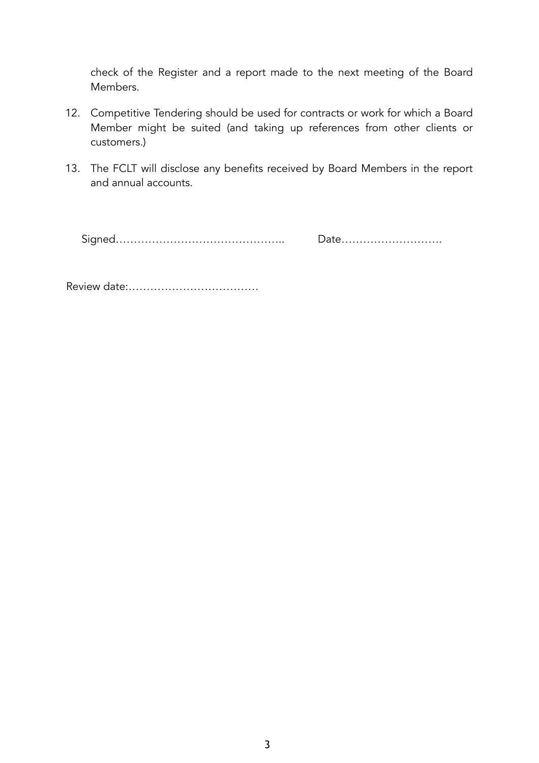check of the Register and a report made to the next meeting of the Board Members.

12. Competitive Tendering should be used for contracts or work for which a Board Member might be suited (and taking up references from other clients or customers.)

13. The FCLT will disclose any benefits received by Board Members in the report and annual accounts.

Signed……………………………………….. Date……………………….

Review date:………………………………